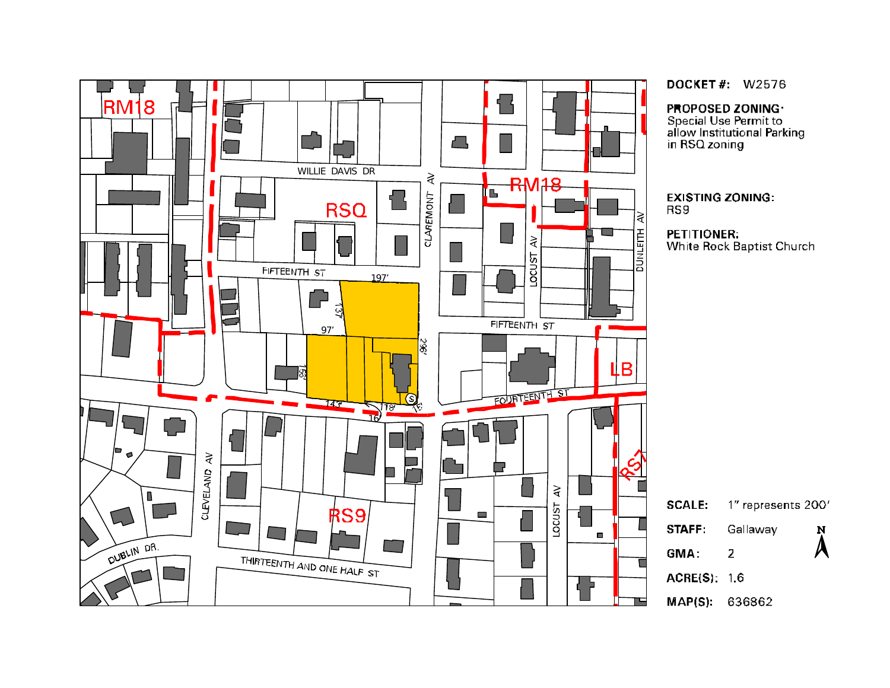RM18

RSQ

RM18

LB

RS7

RS9

WILLIE DAVIS DR

FIFTEENTH ST

FIFTEENTH ST

FOURTEENTH ST

THIRTEENTH AND ONE HALF ST

DUBLIN DR.

CLEVELAND AV

CLAREMONT AV

LOCUST AV

LOCUST AV

DUNLEITH AV

197'

137'

97'

296'

158'

143'

118'

16'

15'

**DOCKET #:** W2576

**PROPOSED ZONING:**
Special Use Permit to allow Institutional Parking in RSQ zoning

**EXISTING ZONING:**
RS9

**PETITIONER:**
White Rock Baptist Church

**SCALE:** 1" represents 200'

**STAFF:** Gallaway

**GMA:** 2

**ACRE(S):** 1.6

**MAP(S):** 636862

N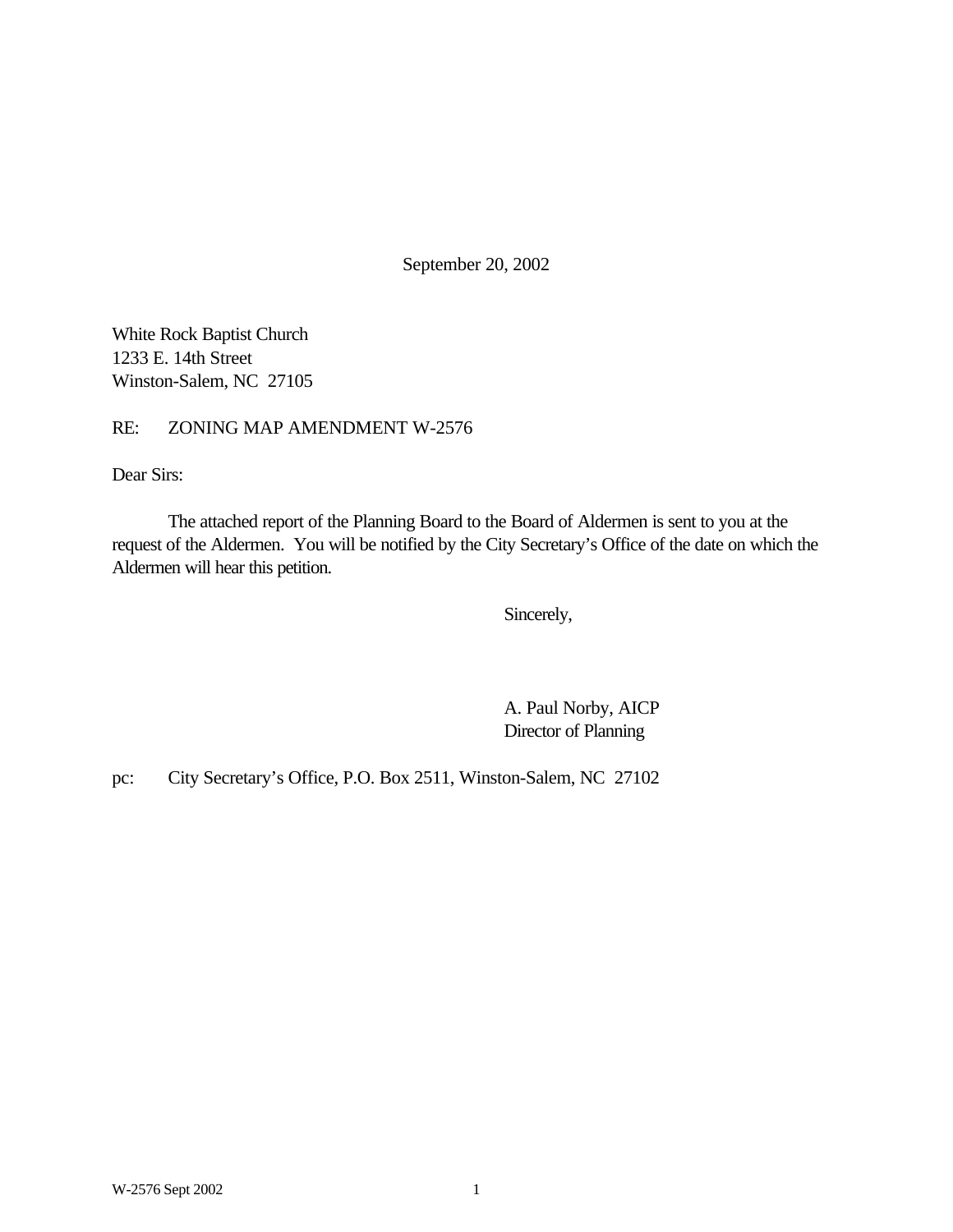September 20, 2002

White Rock Baptist Church
1233 E. 14th Street
Winston-Salem, NC 27105

RE: ZONING MAP AMENDMENT W-2576

Dear Sirs:

The attached report of the Planning Board to the Board of Aldermen is sent to you at the request of the Aldermen. You will be notified by the City Secretary's Office of the date on which the Aldermen will hear this petition.

Sincerely,

A. Paul Norby, AICP
Director of Planning

pc: City Secretary's Office, P.O. Box 2511, Winston-Salem, NC 27102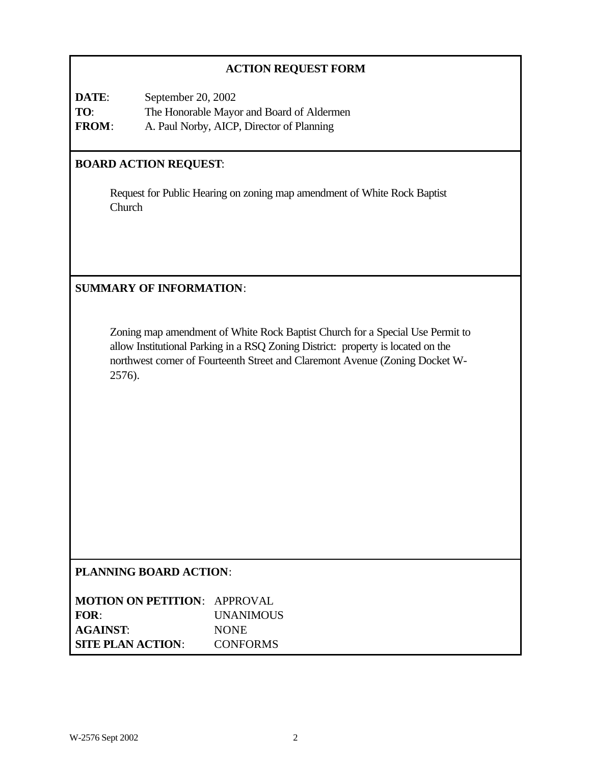## ACTION REQUEST FORM

**DATE**: September 20, 2002
**TO**: The Honorable Mayor and Board of Aldermen
**FROM**: A. Paul Norby, AICP, Director of Planning

**BOARD ACTION REQUEST**:

Request for Public Hearing on zoning map amendment of White Rock Baptist Church

**SUMMARY OF INFORMATION**:

Zoning map amendment of White Rock Baptist Church for a Special Use Permit to allow Institutional Parking in a RSQ Zoning District: property is located on the northwest corner of Fourteenth Street and Claremont Avenue (Zoning Docket W-2576).

**PLANNING BOARD ACTION**:

**MOTION ON PETITION**: APPROVAL
**FOR**: UNANIMOUS
**AGAINST**: NONE
**SITE PLAN ACTION**: CONFORMS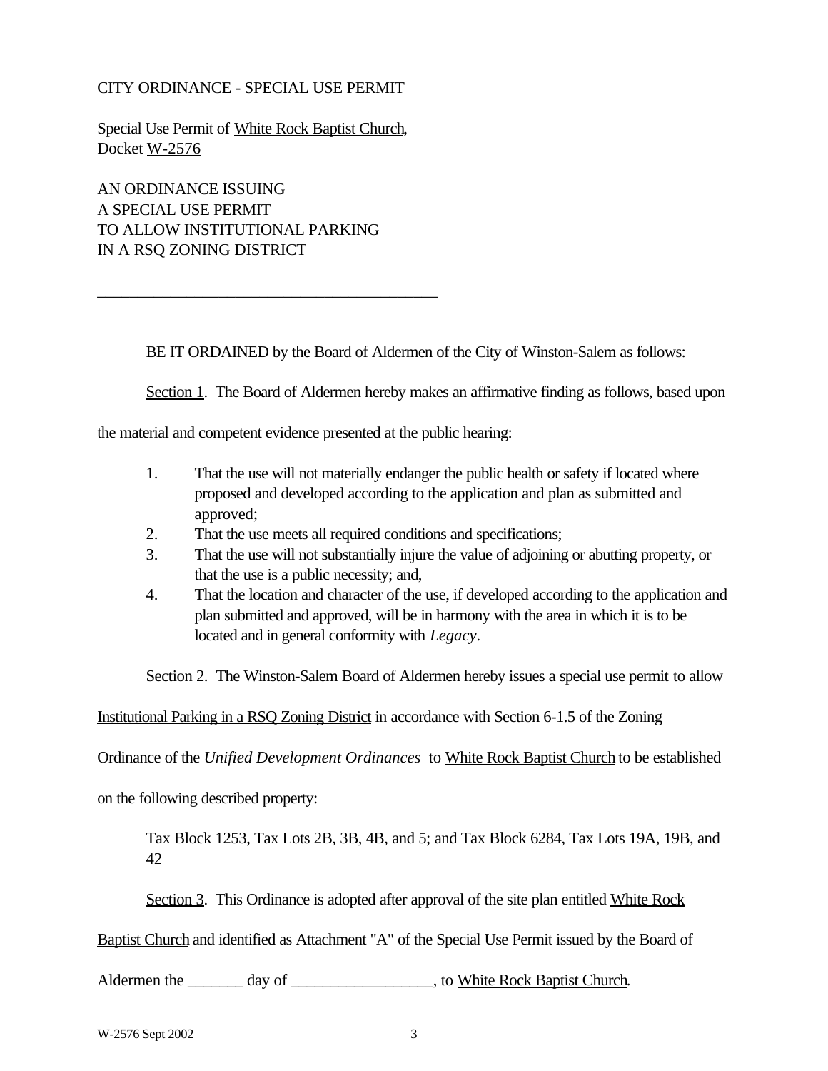CITY ORDINANCE - SPECIAL USE PERMIT

Special Use Permit of White Rock Baptist Church,
Docket W-2576

AN ORDINANCE ISSUING
A SPECIAL USE PERMIT
TO ALLOW INSTITUTIONAL PARKING
IN A RSQ ZONING DISTRICT

---

BE IT ORDAINED by the Board of Aldermen of the City of Winston-Salem as follows:

Section 1. The Board of Aldermen hereby makes an affirmative finding as follows, based upon the material and competent evidence presented at the public hearing:

1. That the use will not materially endanger the public health or safety if located where proposed and developed according to the application and plan as submitted and approved;
2. That the use meets all required conditions and specifications;
3. That the use will not substantially injure the value of adjoining or abutting property, or that the use is a public necessity; and,
4. That the location and character of the use, if developed according to the application and plan submitted and approved, will be in harmony with the area in which it is to be located and in general conformity with *Legacy*.

Section 2. The Winston-Salem Board of Aldermen hereby issues a special use permit to allow Institutional Parking in a RSQ Zoning District in accordance with Section 6-1.5 of the Zoning Ordinance of the *Unified Development Ordinances* to White Rock Baptist Church to be established on the following described property:

Tax Block 1253, Tax Lots 2B, 3B, 4B, and 5; and Tax Block 6284, Tax Lots 19A, 19B, and 42

Section 3. This Ordinance is adopted after approval of the site plan entitled White Rock Baptist Church and identified as Attachment "A" of the Special Use Permit issued by the Board of Aldermen the _______ day of __________________, to White Rock Baptist Church.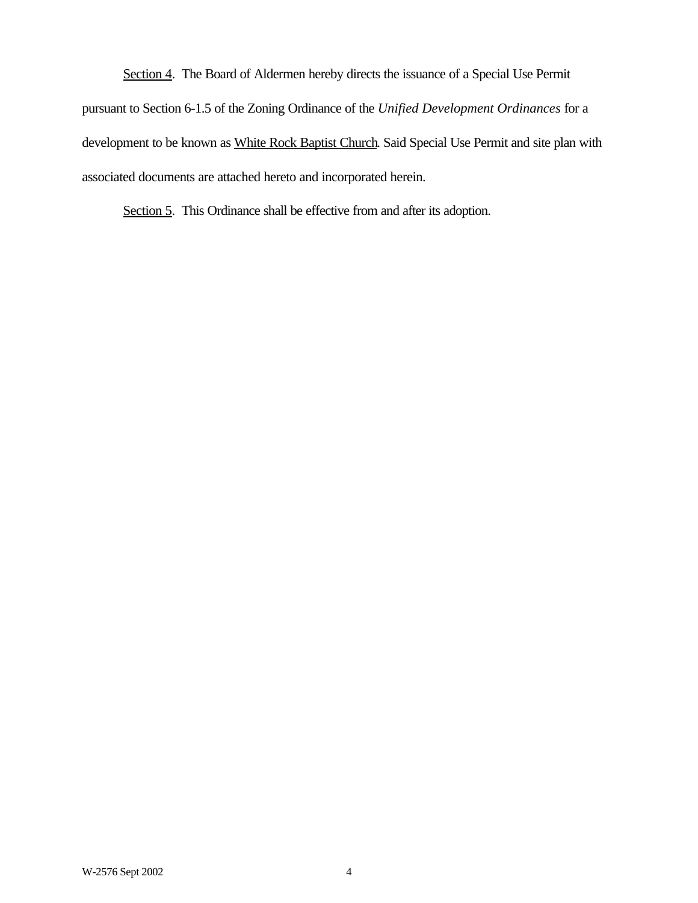Section 4. The Board of Aldermen hereby directs the issuance of a Special Use Permit pursuant to Section 6-1.5 of the Zoning Ordinance of the *Unified Development Ordinances* for a development to be known as White Rock Baptist Church. Said Special Use Permit and site plan with associated documents are attached hereto and incorporated herein.

Section 5. This Ordinance shall be effective from and after its adoption.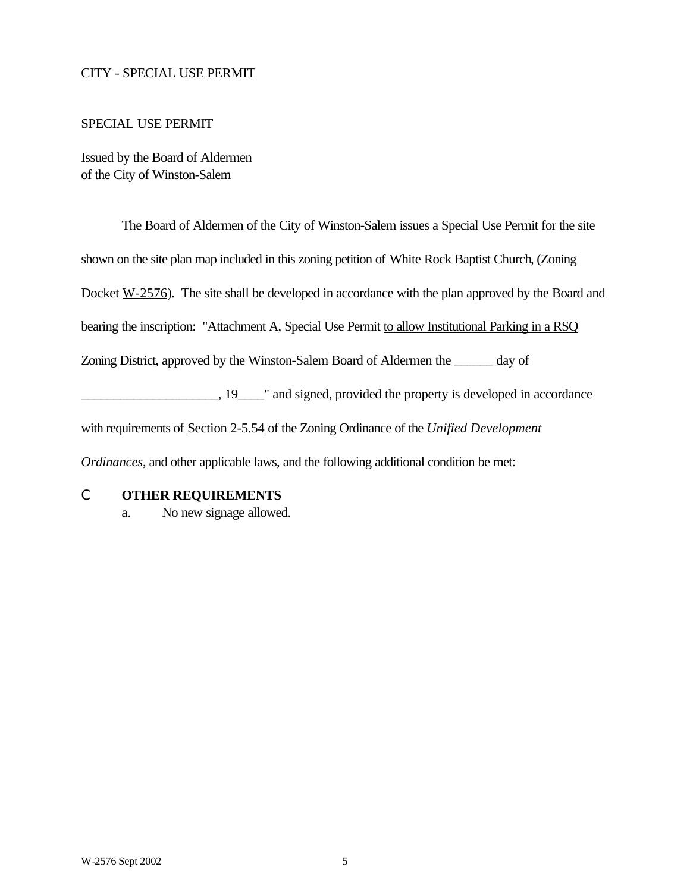CITY - SPECIAL USE PERMIT

SPECIAL USE PERMIT

Issued by the Board of Aldermen
of the City of Winston-Salem

The Board of Aldermen of the City of Winston-Salem issues a Special Use Permit for the site shown on the site plan map included in this zoning petition of White Rock Baptist Church, (Zoning Docket W-2576). The site shall be developed in accordance with the plan approved by the Board and bearing the inscription: "Attachment A, Special Use Permit to allow Institutional Parking in a RSQ Zoning District, approved by the Winston-Salem Board of Aldermen the ______ day of ____________________, 19____" and signed, provided the property is developed in accordance with requirements of Section 2-5.54 of the Zoning Ordinance of the *Unified Development Ordinances*, and other applicable laws, and the following additional condition be met:

- **OTHER REQUIREMENTS**
  a. No new signage allowed.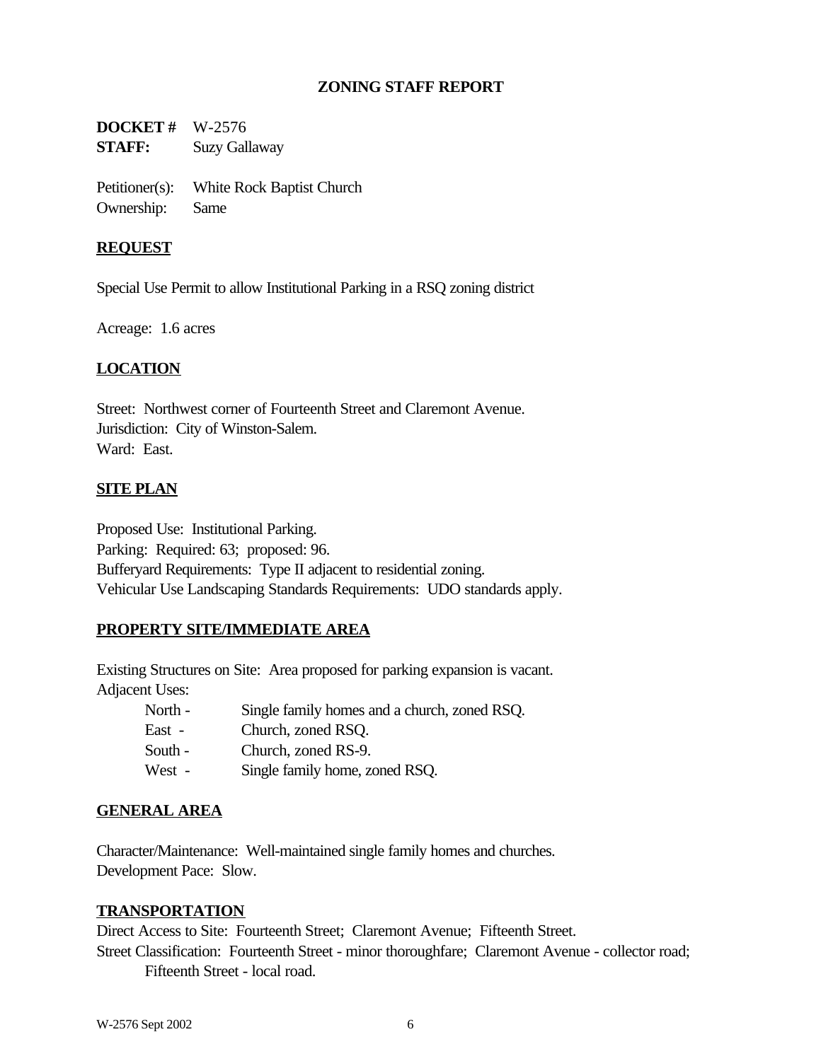## ZONING STAFF REPORT

**DOCKET #** W-2576
**STAFF:** Suzy Gallaway

Petitioner(s): White Rock Baptist Church
Ownership: Same

### REQUEST

Special Use Permit to allow Institutional Parking in a RSQ zoning district

Acreage: 1.6 acres

### LOCATION

Street: Northwest corner of Fourteenth Street and Claremont Avenue.
Jurisdiction: City of Winston-Salem.
Ward: East.

### SITE PLAN

Proposed Use: Institutional Parking.
Parking: Required: 63; proposed: 96.
Bufferyard Requirements: Type II adjacent to residential zoning.
Vehicular Use Landscaping Standards Requirements: UDO standards apply.

### PROPERTY SITE/IMMEDIATE AREA

Existing Structures on Site: Area proposed for parking expansion is vacant.
Adjacent Uses:

- North - Single family homes and a church, zoned RSQ.
- East - Church, zoned RSQ.
- South - Church, zoned RS-9.
- West - Single family home, zoned RSQ.

### GENERAL AREA

Character/Maintenance: Well-maintained single family homes and churches.
Development Pace: Slow.

### TRANSPORTATION

Direct Access to Site: Fourteenth Street; Claremont Avenue; Fifteenth Street.
Street Classification: Fourteenth Street - minor thoroughfare; Claremont Avenue - collector road; Fifteenth Street - local road.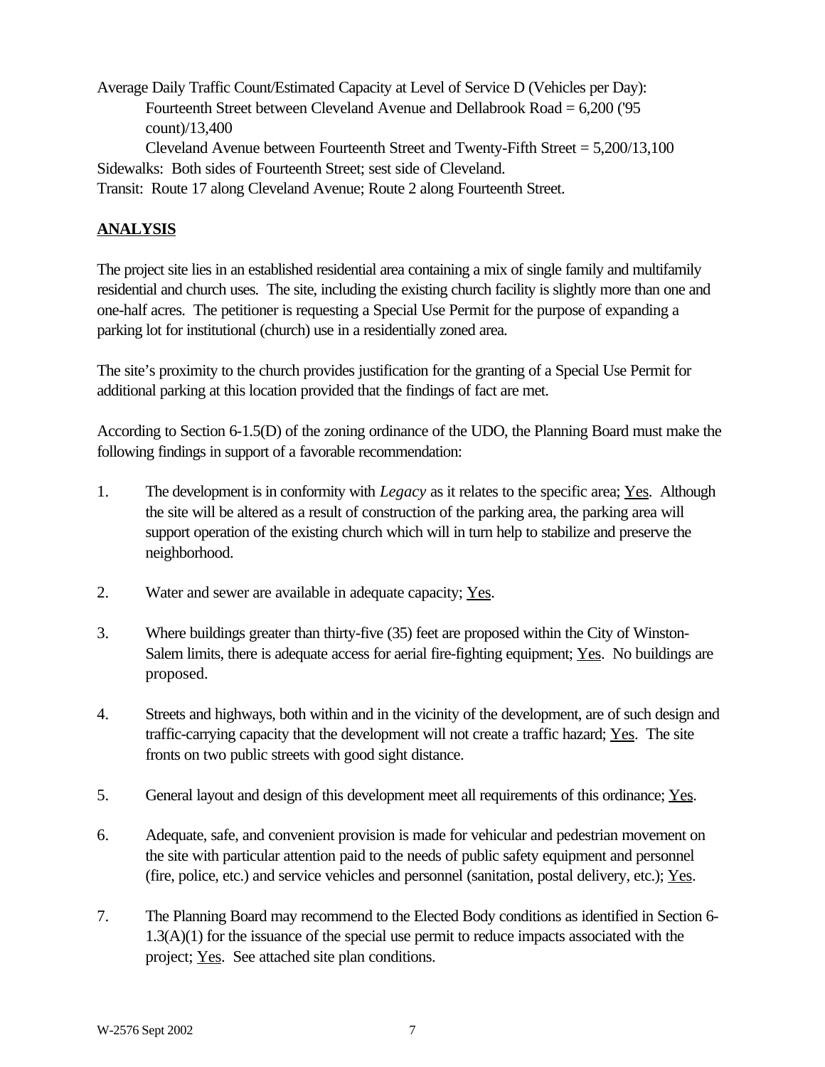Average Daily Traffic Count/Estimated Capacity at Level of Service D (Vehicles per Day):

Fourteenth Street between Cleveland Avenue and Dellabrook Road = 6,200 ('95 count)/13,400

Cleveland Avenue between Fourteenth Street and Twenty-Fifth Street = 5,200/13,100

Sidewalks: Both sides of Fourteenth Street; sest side of Cleveland.

Transit: Route 17 along Cleveland Avenue; Route 2 along Fourteenth Street.

**ANALYSIS**

The project site lies in an established residential area containing a mix of single family and multifamily residential and church uses. The site, including the existing church facility is slightly more than one and one-half acres. The petitioner is requesting a Special Use Permit for the purpose of expanding a parking lot for institutional (church) use in a residentially zoned area.

The site's proximity to the church provides justification for the granting of a Special Use Permit for additional parking at this location provided that the findings of fact are met.

According to Section 6-1.5(D) of the zoning ordinance of the UDO, the Planning Board must make the following findings in support of a favorable recommendation:

1. The development is in conformity with *Legacy* as it relates to the specific area; Yes. Although the site will be altered as a result of construction of the parking area, the parking area will support operation of the existing church which will in turn help to stabilize and preserve the neighborhood.

2. Water and sewer are available in adequate capacity; Yes.

3. Where buildings greater than thirty-five (35) feet are proposed within the City of Winston-Salem limits, there is adequate access for aerial fire-fighting equipment; Yes. No buildings are proposed.

4. Streets and highways, both within and in the vicinity of the development, are of such design and traffic-carrying capacity that the development will not create a traffic hazard; Yes. The site fronts on two public streets with good sight distance.

5. General layout and design of this development meet all requirements of this ordinance; Yes.

6. Adequate, safe, and convenient provision is made for vehicular and pedestrian movement on the site with particular attention paid to the needs of public safety equipment and personnel (fire, police, etc.) and service vehicles and personnel (sanitation, postal delivery, etc.); Yes.

7. The Planning Board may recommend to the Elected Body conditions as identified in Section 6-1.3(A)(1) for the issuance of the special use permit to reduce impacts associated with the project; Yes. See attached site plan conditions.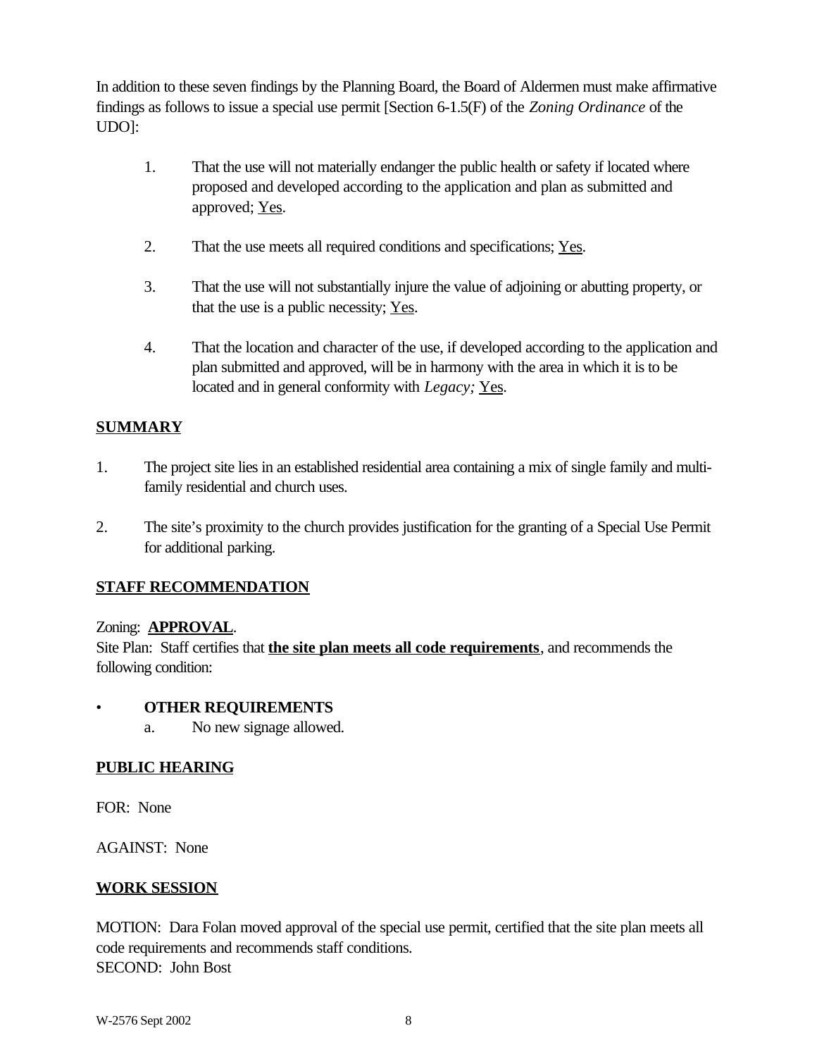In addition to these seven findings by the Planning Board, the Board of Aldermen must make affirmative findings as follows to issue a special use permit [Section 6-1.5(F) of the *Zoning Ordinance* of the UDO]:

1. That the use will not materially endanger the public health or safety if located where proposed and developed according to the application and plan as submitted and approved; Yes.

2. That the use meets all required conditions and specifications; Yes.

3. That the use will not substantially injure the value of adjoining or abutting property, or that the use is a public necessity; Yes.

4. That the location and character of the use, if developed according to the application and plan submitted and approved, will be in harmony with the area in which it is to be located and in general conformity with *Legacy;* Yes.

## SUMMARY

1. The project site lies in an established residential area containing a mix of single family and multi-family residential and church uses.

2. The site's proximity to the church provides justification for the granting of a Special Use Permit for additional parking.

## STAFF RECOMMENDATION

Zoning: **APPROVAL**.
Site Plan: Staff certifies that **the site plan meets all code requirements**, and recommends the following condition:

- **OTHER REQUIREMENTS**
  a. No new signage allowed.

## PUBLIC HEARING

FOR: None

AGAINST: None

## WORK SESSION

MOTION: Dara Folan moved approval of the special use permit, certified that the site plan meets all code requirements and recommends staff conditions.
SECOND: John Bost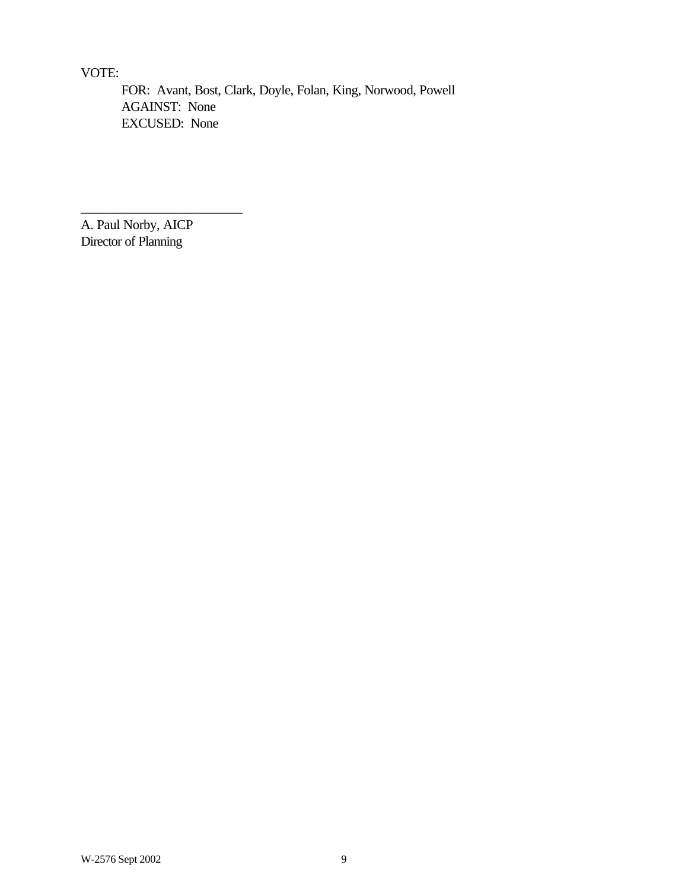VOTE:

FOR: Avant, Bost, Clark, Doyle, Folan, King, Norwood, Powell
AGAINST: None
EXCUSED: None

_________________________
A. Paul Norby, AICP
Director of Planning